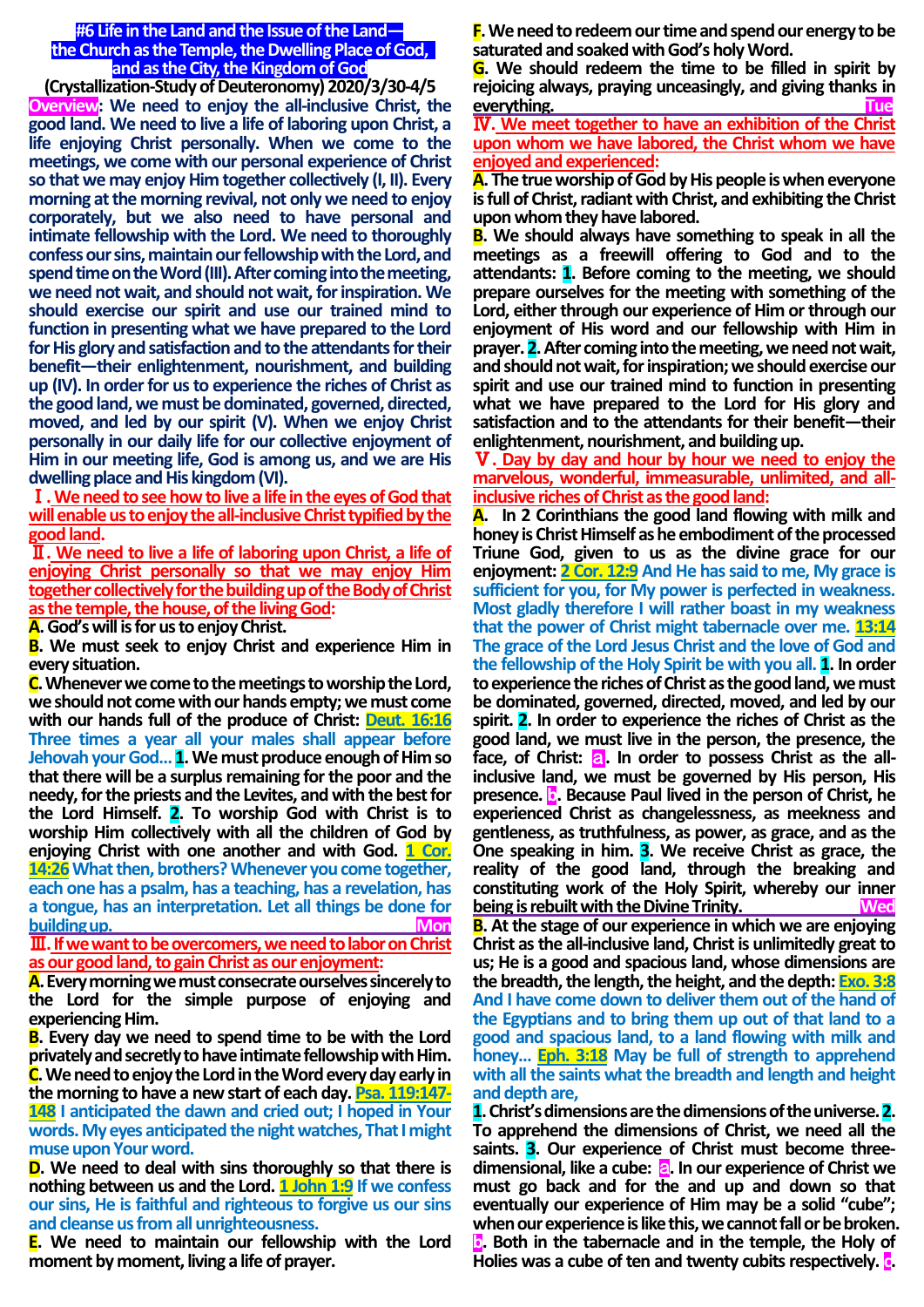# #6 Life in the Land and the Issue of the Land—the Church as the Temple, the Dwelling Place of God, and as the City, the Kingdom of God

**(Crystallization-Study of Deuteronomy) 2020/3/30-4/5**

**Overview: We need to enjoy the all-inclusive Christ, the good land. We need to live a life of laboring upon Christ, a life enjoying Christ personally. When we come to the meetings, we come with our personal experience of Christ so that we may enjoy Him together collectively (I, II). Every morning at the morning revival, not only we need to enjoy corporately, but we also need to have personal and intimate fellowship with the Lord. We need to thoroughly confess our sins, maintain our fellowship with the Lord, and spend time on the Word (III). After coming into the meeting, we need not wait, and should not wait, for inspiration. We should exercise our spirit and use our trained mind to function in presenting what we have prepared to the Lord for His glory and satisfaction and to the attendants for their benefit—their enlightenment, nourishment, and building up (IV). In order for us to experience the riches of Christ as the good land, we must be dominated, governed, directed, moved, and led by our spirit (V). When we enjoy Christ personally in our daily life for our collective enjoyment of Him in our meeting life, God is among us, and we are His dwelling place and His kingdom (VI).**

## Ⅰ. We need to see how to live a life in the eyes of God that will enable us to enjoy the all-inclusive Christ typified by the good land.

## Ⅱ. We need to live a life of laboring upon Christ, a life of enjoying Christ personally so that we may enjoy Him together collectively for the building up of the Body of Christ as the temple, the house, of the living God:

**A.** God's will is for us to enjoy Christ.

**B.** We must seek to enjoy Christ and experience Him in every situation.

**C.** Whenever we come to the meetings to worship the Lord, we should not come with our hands empty; we must come with our hands full of the produce of Christ: **Deut. 16:16** Three times a year all your males shall appear before Jehovah your God… **1.** We must produce enough of Him so that there will be a surplus remaining for the poor and the needy, for the priests and the Levites, and with the best for the Lord Himself. **2.** To worship God with Christ is to worship Him collectively with all the children of God by enjoying Christ with one another and with God. **1 Cor. 14:26** What then, brothers? Whenever you come together, each one has a psalm, has a teaching, has a revelation, has a tongue, has an interpretation. Let all things be done for building up. **Mon**

## Ⅲ. If we want to be overcomers, we need to labor on Christ as our good land, to gain Christ as our enjoyment:

**A.** Every morning we must consecrate ourselves sincerely to the Lord for the simple purpose of enjoying and experiencing Him.

**B.** Every day we need to spend time to be with the Lord privately and secretly to have intimate fellowship with Him.

**C.** We need to enjoy the Lord in the Word every day early in the morning to have a new start of each day. **Psa. 119:147-148** I anticipated the dawn and cried out; I hoped in Your words. My eyes anticipated the night watches, That I might muse upon Your word.

**D.** We need to deal with sins thoroughly so that there is nothing between us and the Lord. **1 John 1:9** If we confess our sins, He is faithful and righteous to forgive us our sins and cleanse us from all unrighteousness.

**E.** We need to maintain our fellowship with the Lord moment by moment, living a life of prayer.

**F.** We need to redeem our time and spend our energy to be saturated and soaked with God's holy Word.

**G.** We should redeem the time to be filled in spirit by rejoicing always, praying unceasingly, and giving thanks in everything. **Tue**

## Ⅳ. We meet together to have an exhibition of the Christ upon whom we have labored, the Christ whom we have enjoyed and experienced:

**A.** The true worship of God by His people is when everyone is full of Christ, radiant with Christ, and exhibiting the Christ upon whom they have labored.

**B.** We should always have something to speak in all the meetings as a freewill offering to God and to the attendants: **1.** Before coming to the meeting, we should prepare ourselves for the meeting with something of the Lord, either through our experience of Him or through our enjoyment of His word and our fellowship with Him in prayer. **2.** After coming into the meeting, we need not wait, and should not wait, for inspiration; we should exercise our spirit and use our trained mind to function in presenting what we have prepared to the Lord for His glory and satisfaction and to the attendants for their benefit—their enlightenment, nourishment, and building up.

## Ⅴ. Day by day and hour by hour we need to enjoy the marvelous, wonderful, immeasurable, unlimited, and all-inclusive riches of Christ as the good land:

**A.** In 2 Corinthians the good land flowing with milk and honey is Christ Himself as he embodiment of the processed Triune God, given to us as the divine grace for our enjoyment: **2 Cor. 12:9** And He has said to me, My grace is sufficient for you, for My power is perfected in weakness. Most gladly therefore I will rather boast in my weakness that the power of Christ might tabernacle over me. **13:14** The grace of the Lord Jesus Christ and the love of God and the fellowship of the Holy Spirit be with you all. **1.** In order to experience the riches of Christ as the good land, we must be dominated, governed, directed, moved, and led by our spirit. **2.** In order to experience the riches of Christ as the good land, we must live in the person, the presence, the face, of Christ: **a.** In order to possess Christ as the all-inclusive land, we must be governed by His person, His presence. **b.** Because Paul lived in the person of Christ, he experienced Christ as changelessness, as meekness and gentleness, as truthfulness, as power, as grace, and as the One speaking in him. **3.** We receive Christ as grace, the reality of the good land, through the breaking and constituting work of the Holy Spirit, whereby our inner being is rebuilt with the Divine Trinity. **Wed**

**B.** At the stage of our experience in which we are enjoying Christ as the all-inclusive land, Christ is unlimitedly great to us; He is a good and spacious land, whose dimensions are the breadth, the length, the height, and the depth: **Exo. 3:8** And I have come down to deliver them out of the hand of the Egyptians and to bring them up out of that land to a good and spacious land, to a land flowing with milk and honey… **Eph. 3:18** May be full of strength to apprehend with all the saints what the breadth and length and height and depth are,

**1.** Christ's dimensions are the dimensions of the universe. **2.** To apprehend the dimensions of Christ, we need all the saints. **3.** Our experience of Christ must become three-dimensional, like a cube: **a.** In our experience of Christ we must go back and for the and up and down so that eventually our experience of Him may be a solid "cube"; when our experience is like this, we cannot fall or be broken. **b.** Both in the tabernacle and in the temple, the Holy of Holies was a cube of ten and twenty cubits respectively. **c.**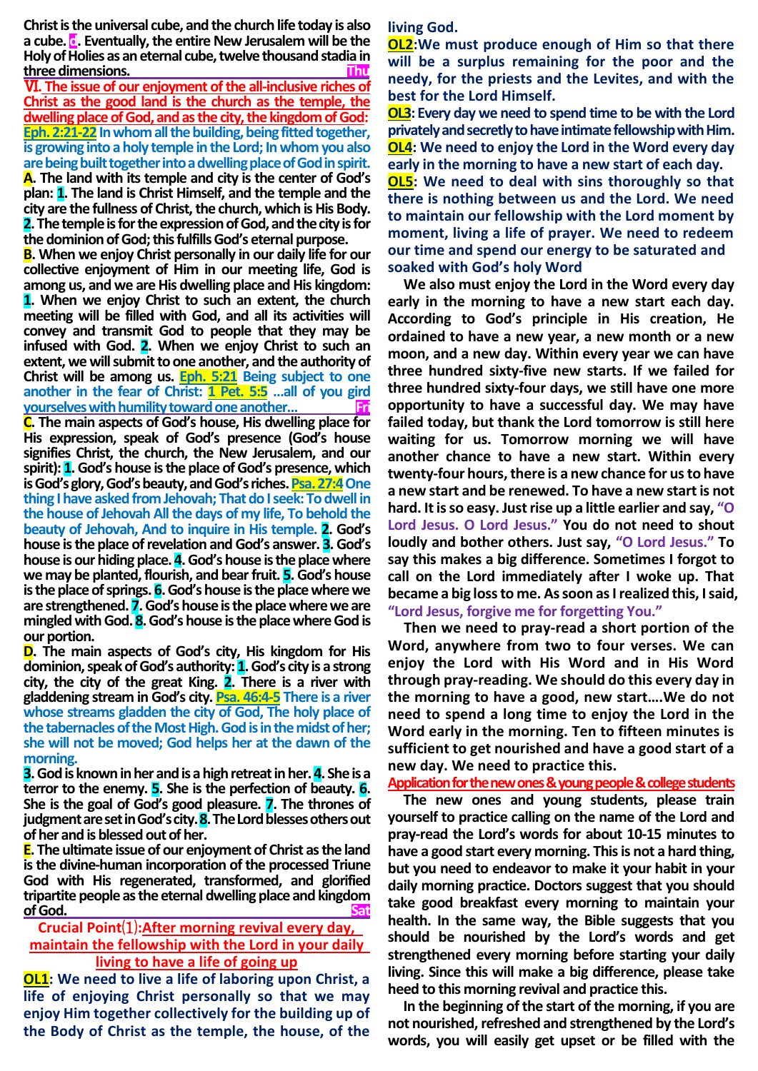Christ is the universal cube, and the church life today is also a cube. **c**. Eventually, the entire New Jerusalem will be the Holy of Holies as an eternal cube, twelve thousand stadia in three dimensions. **Thu**

**Ⅵ. The issue of our enjoyment of the all-inclusive riches of Christ as the good land is the church as the temple, the dwelling place of God, and as the city, the kingdom of God:**

**Eph. 2:21-22** In whom all the building, being fitted together, is growing into a holy temple in the Lord; In whom you also are being built together into a dwelling place of God in spirit.

**A**. The land with its temple and city is the center of God's plan: **1**. The land is Christ Himself, and the temple and the city are the fullness of Christ, the church, which is His Body. **2**. The temple is for the expression of God, and the city is for the dominion of God; this fulfills God's eternal purpose.

**B**. When we enjoy Christ personally in our daily life for our collective enjoyment of Him in our meeting life, God is among us, and we are His dwelling place and His kingdom: **1**. When we enjoy Christ to such an extent, the church meeting will be filled with God, and all its activities will convey and transmit God to people that they may be infused with God. **2**. When we enjoy Christ to such an extent, we will submit to one another, and the authority of Christ will be among us. **Eph. 5:21** Being subject to one another in the fear of Christ: **1 Pet. 5:5** …all of you gird yourselves with humility toward one another… **Fri**

**C**. The main aspects of God's house, His dwelling place for His expression, speak of God's presence (God's house signifies Christ, the church, the New Jerusalem, and our spirit): **1**. God's house is the place of God's presence, which is God's glory, God's beauty, and God's riches. **Psa. 27:4** One thing I have asked from Jehovah; That do I seek: To dwell in the house of Jehovah All the days of my life, To behold the beauty of Jehovah, And to inquire in His temple. **2**. God's house is the place of revelation and God's answer. **3**. God's house is our hiding place. **4**. God's house is the place where we may be planted, flourish, and bear fruit. **5**. God's house is the place of springs. **6**. God's house is the place where we are strengthened. **7**. God's house is the place where we are mingled with God. **8**. God's house is the place where God is our portion.

**D**. The main aspects of God's city, His kingdom for His dominion, speak of God's authority: **1**. God's city is a strong city, the city of the great King. **2**. There is a river with gladdening stream in God's city. **Psa. 46:4-5** There is a river whose streams gladden the city of God, The holy place of the tabernacles of the Most High. God is in the midst of her; she will not be moved; God helps her at the dawn of the morning.

**3**. God is known in her and is a high retreat in her. **4**. She is a terror to the enemy. **5**. She is the perfection of beauty. **6**. She is the goal of God's good pleasure. **7**. The thrones of judgment are set in God's city. **8**. The Lord blesses others out of her and is blessed out of her.

**E**. The ultimate issue of our enjoyment of Christ as the land is the divine-human incorporation of the processed Triune God with His regenerated, transformed, and glorified tripartite people as the eternal dwelling place and kingdom of God. **Sat**

**Crucial Point⑴: After morning revival every day, maintain the fellowship with the Lord in your daily living to have a life of going up**

**OL1**: We need to live a life of laboring upon Christ, a life of enjoying Christ personally so that we may enjoy Him together collectively for the building up of the Body of Christ as the temple, the house, of the living God.

**OL2**: We must produce enough of Him so that there will be a surplus remaining for the poor and the needy, for the priests and the Levites, and with the best for the Lord Himself.

**OL3**: Every day we need to spend time to be with the Lord privately and secretly to have intimate fellowship with Him.

**OL4**: We need to enjoy the Lord in the Word every day early in the morning to have a new start of each day.

**OL5**: We need to deal with sins thoroughly so that there is nothing between us and the Lord. We need to maintain our fellowship with the Lord moment by moment, living a life of prayer. We need to redeem our time and spend our energy to be saturated and soaked with God's holy Word

We also must enjoy the Lord in the Word every day early in the morning to have a new start each day. According to God's principle in His creation, He ordained to have a new year, a new month or a new moon, and a new day. Within every year we can have three hundred sixty-five new starts. If we failed for three hundred sixty-four days, we still have one more opportunity to have a successful day. We may have failed today, but thank the Lord tomorrow is still here waiting for us. Tomorrow morning we will have another chance to have a new start. Within every twenty-four hours, there is a new chance for us to have a new start and be renewed. To have a new start is not hard. It is so easy. Just rise up a little earlier and say, **"O Lord Jesus. O Lord Jesus."** You do not need to shout loudly and bother others. Just say, **"O Lord Jesus."** To say this makes a big difference. Sometimes I forgot to call on the Lord immediately after I woke up. That became a big loss to me. As soon as I realized this, I said, **"Lord Jesus, forgive me for forgetting You."**

Then we need to pray-read a short portion of the Word, anywhere from two to four verses. We can enjoy the Lord with His Word and in His Word through pray-reading. We should do this every day in the morning to have a good, new start….We do not need to spend a long time to enjoy the Lord in the Word early in the morning. Ten to fifteen minutes is sufficient to get nourished and have a good start of a new day. We need to practice this.

**Application for the new ones & young people & college students**

The new ones and young students, please train yourself to practice calling on the name of the Lord and pray-read the Lord's words for about 10-15 minutes to have a good start every morning. This is not a hard thing, but you need to endeavor to make it your habit in your daily morning practice. Doctors suggest that you should take good breakfast every morning to maintain your health. In the same way, the Bible suggests that you should be nourished by the Lord's words and get strengthened every morning before starting your daily living. Since this will make a big difference, please take heed to this morning revival and practice this.

In the beginning of the start of the morning, if you are not nourished, refreshed and strengthened by the Lord's words, you will easily get upset or be filled with the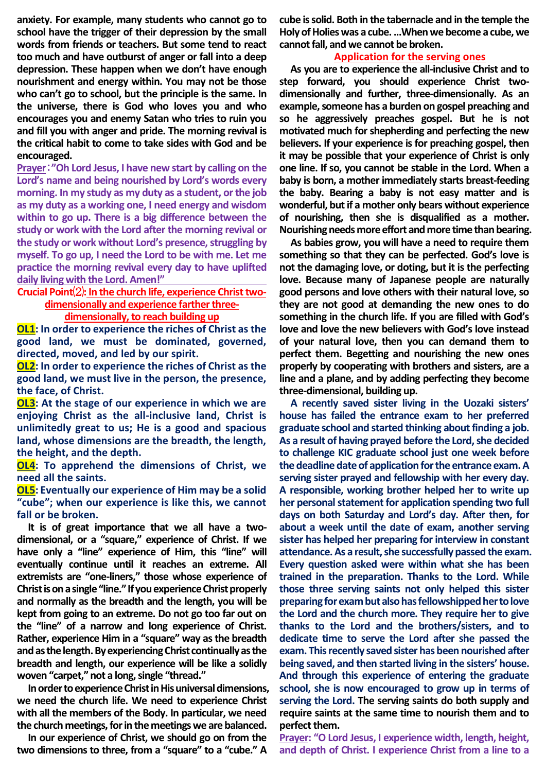anxiety. For example, many students who cannot go to school have the trigger of their depression by the small words from friends or teachers. But some tend to react too much and have outburst of anger or fall into a deep depression. These happen when we don't have enough nourishment and energy within. You may not be those who can't go to school, but the principle is the same. In the universe, there is God who loves you and who encourages you and enemy Satan who tries to ruin you and fill you with anger and pride. The morning revival is the critical habit to come to take sides with God and be encouraged.

**Prayer**: **"Oh Lord Jesus, I have new start by calling on the Lord's name and being nourished by Lord's words every morning. In my study as my duty as a student, or the job as my duty as a working one, I need energy and wisdom within to go up. There is a big difference between the study or work with the Lord after the morning revival or the study or work without Lord's presence, struggling by myself. To go up, I need the Lord to be with me. Let me practice the morning revival every day to have uplifted daily living with the Lord. Amen!"**

## Crucial Point⑵: In the church life, experience Christ two-dimensionally and experience farther three-dimensionally, to reach building up

**OL1: In order to experience the riches of Christ as the good land, we must be dominated, governed, directed, moved, and led by our spirit.**

**OL2: In order to experience the riches of Christ as the good land, we must live in the person, the presence, the face, of Christ.**

**OL3: At the stage of our experience in which we are enjoying Christ as the all-inclusive land, Christ is unlimitedly great to us; He is a good and spacious land, whose dimensions are the breadth, the length, the height, and the depth.**

**OL4: To apprehend the dimensions of Christ, we need all the saints.**

**OL5: Eventually our experience of Him may be a solid "cube"; when our experience is like this, we cannot fall or be broken.**

It is of great importance that we all have a two-dimensional, or a "square," experience of Christ. If we have only a "line" experience of Him, this "line" will eventually continue until it reaches an extreme. All extremists are "one-liners," those whose experience of Christ is on a single "line." If you experience Christ properly and normally as the breadth and the length, you will be kept from going to an extreme. Do not go too far out on the "line" of a narrow and long experience of Christ. Rather, experience Him in a "square" way as the breadth and as the length. By experiencing Christ continually as the breadth and length, our experience will be like a solidly woven "carpet," not a long, single "thread."

In order to experience Christ in His universal dimensions, we need the church life. We need to experience Christ with all the members of the Body. In particular, we need the church meetings, for in the meetings we are balanced.

In our experience of Christ, we should go on from the two dimensions to three, from a "square" to a "cube." A cube is solid. Both in the tabernacle and in the temple the Holy of Holies was a cube. ...When we become a cube, we cannot fall, and we cannot be broken.

### Application for the serving ones

As you are to experience the all-inclusive Christ and to step forward, you should experience Christ two-dimensionally and further, three-dimensionally. As an example, someone has a burden on gospel preaching and so he aggressively preaches gospel. But he is not motivated much for shepherding and perfecting the new believers. If your experience is for preaching gospel, then it may be possible that your experience of Christ is only one line. If so, you cannot be stable in the Lord. When a baby is born, a mother immediately starts breast-feeding the baby. Bearing a baby is not easy matter and is wonderful, but if a mother only bears without experience of nourishing, then she is disqualified as a mother. Nourishing needs more effort and more time than bearing.

As babies grow, you will have a need to require them something so that they can be perfected. God's love is not the damaging love, or doting, but it is the perfecting love. Because many of Japanese people are naturally good persons and love others with their natural love, so they are not good at demanding the new ones to do something in the church life. If you are filled with God's love and love the new believers with God's love instead of your natural love, then you can demand them to perfect them. Begetting and nourishing the new ones properly by cooperating with brothers and sisters, are a line and a plane, and by adding perfecting they become three-dimensional, building up.

**A recently saved sister living in the Uozaki sisters' house has failed the entrance exam to her preferred graduate school and started thinking about finding a job. As a result of having prayed before the Lord, she decided to challenge KIC graduate school just one week before the deadline date of application for the entrance exam. A serving sister prayed and fellowship with her every day. A responsible, working brother helped her to write up her personal statement for application spending two full days on both Saturday and Lord's day. After then, for about a week until the date of exam, another serving sister has helped her preparing for interview in constant attendance. As a result, she successfully passed the exam. Every question asked were within what she has been trained in the preparation. Thanks to the Lord. While those three serving saints not only helped this sister preparing for exam but also has fellowshipped her to love the Lord and the church more. They require her to give thanks to the Lord and the brothers/sisters, and to dedicate time to serve the Lord after she passed the exam. This recently saved sister has been nourished after being saved, and then started living in the sisters' house. And through this experience of entering the graduate school, she is now encouraged to grow up in terms of serving the Lord. The serving saints do both supply and require saints at the same time to nourish them and to perfect them.**

**Prayer: "O Lord Jesus, I experience width, length, height, and depth of Christ. I experience Christ from a line to a**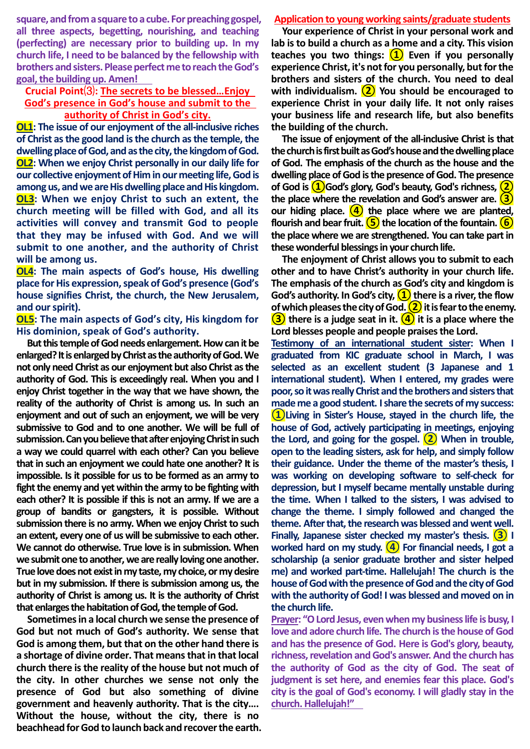square, and from a square to a cube. For preaching gospel, all three aspects, begetting, nourishing, and teaching (perfecting) are necessary prior to building up. In my church life, I need to be balanced by the fellowship with brothers and sisters. Please perfect me to reach the God's goal, the building up. Amen!

**Crucial Point⑶: The secrets to be blessed…Enjoy God's presence in God's house and submit to the authority of Christ in God's city.**

**OL1**: The issue of our enjoyment of the all-inclusive riches of Christ as the good land is the church as the temple, the dwelling place of God, and as the city, the kingdom of God.

**OL2**: When we enjoy Christ personally in our daily life for our collective enjoyment of Him in our meeting life, God is among us, and we are His dwelling place and His kingdom.

**OL3**: When we enjoy Christ to such an extent, the church meeting will be filled with God, and all its activities will convey and transmit God to people that they may be infused with God. And we will submit to one another, and the authority of Christ will be among us.

**OL4**: The main aspects of God's house, His dwelling place for His expression, speak of God's presence (God's house signifies Christ, the church, the New Jerusalem, and our spirit).

**OL5**: The main aspects of God's city, His kingdom for His dominion, speak of God's authority.

But this temple of God needs enlargement. How can it be enlarged? It is enlarged by Christ as the authority of God. We not only need Christ as our enjoyment but also Christ as the authority of God. This is exceedingly real. When you and I enjoy Christ together in the way that we have shown, the reality of the authority of Christ is among us. In such an enjoyment and out of such an enjoyment, we will be very submissive to God and to one another. We will be full of submission. Can you believe that after enjoying Christ in such a way we could quarrel with each other? Can you believe that in such an enjoyment we could hate one another? It is impossible. Is it possible for us to be formed as an army to fight the enemy and yet within the army to be fighting with each other? It is possible if this is not an army. If we are a group of bandits or gangsters, it is possible. Without submission there is no army. When we enjoy Christ to such an extent, every one of us will be submissive to each other. We cannot do otherwise. True love is in submission. When we submit one to another, we are really loving one another. True love does not exist in my taste, my choice, or my desire but in my submission. If there is submission among us, the authority of Christ is among us. It is the authority of Christ that enlarges the habitation of God, the temple of God.

Sometimes in a local church we sense the presence of God but not much of God's authority. We sense that God is among them, but that on the other hand there is a shortage of divine order. That means that in that local church there is the reality of the house but not much of the city. In other churches we sense not only the presence of God but also something of divine government and heavenly authority. That is the city.... Without the house, without the city, there is no beachhead for God to launch back and recover the earth.

**Application to young working saints/graduate students**

Your experience of Christ in your personal work and lab is to build a church as a home and a city. This vision teaches you two things: ① Even if you personally experience Christ, it's not for you personally, but for the brothers and sisters of the church. You need to deal with individualism. ② You should be encouraged to experience Christ in your daily life. It not only raises your business life and research life, but also benefits the building of the church.

The issue of enjoyment of the all-inclusive Christ is that the church is first built as God's house and the dwelling place of God. The emphasis of the church as the house and the dwelling place of God is the presence of God. The presence of God is ①God's glory, God's beauty, God's richness, ② the place where the revelation and God's answer are. ③ our hiding place. ④ the place where we are planted, flourish and bear fruit. ⑤ the location of the fountain. ⑥ the place where we are strengthened. You can take part in these wonderful blessings in your church life.

The enjoyment of Christ allows you to submit to each other and to have Christ's authority in your church life. The emphasis of the church as God's city and kingdom is God's authority. In God's city, ① there is a river, the flow of which pleases the city of God. ② it is fear to the enemy. ③ there is a judge seat in it. ④ it is a place where the Lord blesses people and people praises the Lord.

**Testimony of an international student sister**: When I graduated from KIC graduate school in March, I was selected as an excellent student (3 Japanese and 1 international student). When I entered, my grades were poor, so it was really Christ and the brothers and sisters that made me a good student. I share the secrets of my success: ①Living in Sister's House, stayed in the church life, the house of God, actively participating in meetings, enjoying the Lord, and going for the gospel. ② When in trouble, open to the leading sisters, ask for help, and simply follow their guidance. Under the theme of the master's thesis, I was working on developing software to self-check for depression, but I myself became mentally unstable during the time. When I talked to the sisters, I was advised to change the theme. I simply followed and changed the theme. After that, the research was blessed and went well. Finally, Japanese sister checked my master's thesis. ③ I worked hard on my study. ④ For financial needs, I got a scholarship (a senior graduate brother and sister helped me) and worked part-time. Hallelujah! The church is the house of God with the presence of God and the city of God with the authority of God! I was blessed and moved on in the church life.

**Prayer**: "O Lord Jesus, even when my business life is busy, I love and adore church life. The church is the house of God and has the presence of God. Here is God's glory, beauty, richness, revelation and God's answer. And the church has the authority of God as the city of God. The seat of judgment is set here, and enemies fear this place. God's city is the goal of God's economy. I will gladly stay in the church. Hallelujah!"